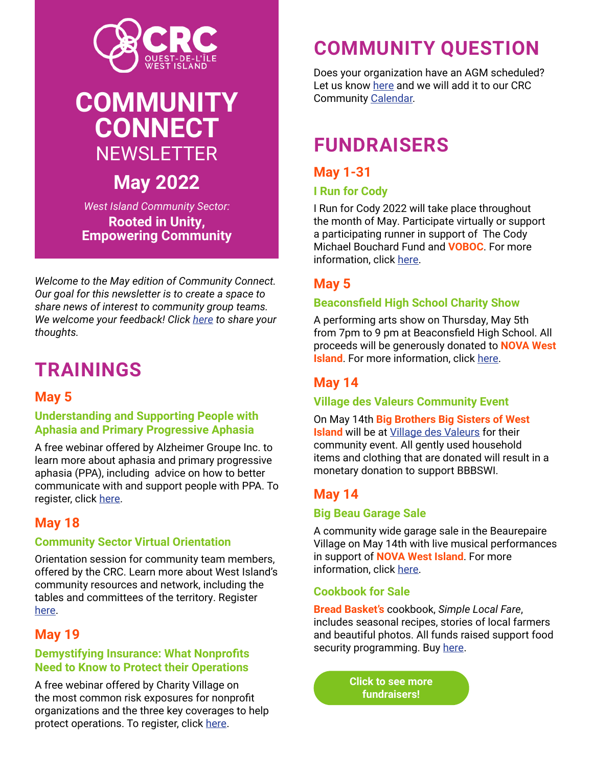CRC OUEST-DE-L'ÎLE WEST ISLAND

# COMMUNITY CONNECT NEWSLETTER

## May 2022

*West Island Community Sector:*

**Rooted in Unity, Empowering Community**

*Welcome to the May edition of Community Connect. Our goal for this newsletter is to create a space to share news of interest to community group teams. We welcome your feedback! Click here to share your thoughts.*

# TRAININGS

## May 5

### Understanding and Supporting People with Aphasia and Primary Progressive Aphasia

A free webinar offered by Alzheimer Groupe Inc. to learn more about aphasia and primary progressive aphasia (PPA), including advice on how to better communicate with and support people with PPA. To register, click here.

## May 18

### Community Sector Virtual Orientation

Orientation session for community team members, offered by the CRC. Learn more about West Island's community resources and network, including the tables and committees of the territory. Register here.

## May 19

### Demystifying Insurance: What Nonprofits Need to Know to Protect their Operations

A free webinar offered by Charity Village on the most common risk exposures for nonprofit organizations and the three key coverages to help protect operations. To register, click here.

# COMMUNITY QUESTION

Does your organization have an AGM scheduled? Let us know here and we will add it to our CRC Community Calendar.

# FUNDRAISERS

## May 1-31

### I Run for Cody

I Run for Cody 2022 will take place throughout the month of May. Participate virtually or support a participating runner in support of The Cody Michael Bouchard Fund and **VOBOC**. For more information, click here.

## May 5

### Beaconsfield High School Charity Show

A performing arts show on Thursday, May 5th from 7pm to 9 pm at Beaconsfield High School. All proceeds will be generously donated to **NOVA West Island**. For more information, click here.

## May 14

### Village des Valeurs Community Event

On May 14th **Big Brothers Big Sisters of West Island** will be at Village des Valeurs for their community event. All gently used household items and clothing that are donated will result in a monetary donation to support BBBSWI.

## May 14

### Big Beau Garage Sale

A community wide garage sale in the Beaurepaire Village on May 14th with live musical performances in support of **NOVA West Island**. For more information, click here.

### Cookbook for Sale

**Bread Basket's** cookbook, *Simple Local Fare*, includes seasonal recipes, stories of local farmers and beautiful photos. All funds raised support food security programming. Buy here.

**Click to see more fundraisers!**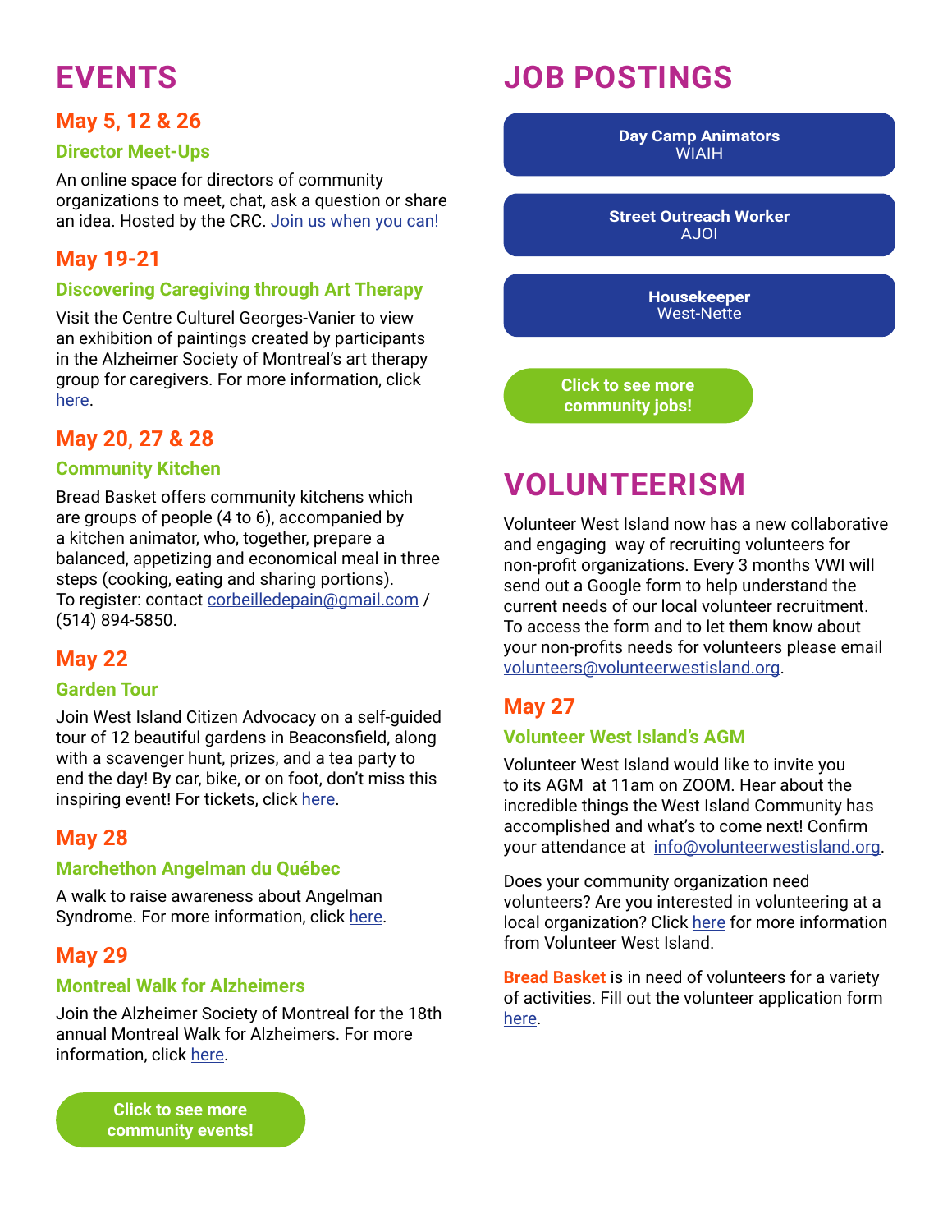# EVENTS

## May 5, 12 & 26

### Director Meet-Ups

An online space for directors of community organizations to meet, chat, ask a question or share an idea. Hosted by the CRC. Join us when you can!

## May 19-21

### Discovering Caregiving through Art Therapy

Visit the Centre Culturel Georges-Vanier to view an exhibition of paintings created by participants in the Alzheimer Society of Montreal's art therapy group for caregivers. For more information, click here.

## May 20, 27 & 28

### Community Kitchen

Bread Basket offers community kitchens which are groups of people (4 to 6), accompanied by a kitchen animator, who, together, prepare a balanced, appetizing and economical meal in three steps (cooking, eating and sharing portions).
To register: contact corbeilledepain@gmail.com / (514) 894-5850.

## May 22

### Garden Tour

Join West Island Citizen Advocacy on a self-guided tour of 12 beautiful gardens in Beaconsfield, along with a scavenger hunt, prizes, and a tea party to end the day! By car, bike, or on foot, don't miss this inspiring event! For tickets, click here.

## May 28

### Marchethon Angelman du Québec

A walk to raise awareness about Angelman Syndrome. For more information, click here.

## May 29

### Montreal Walk for Alzheimers

Join the Alzheimer Society of Montreal for the 18th annual Montreal Walk for Alzheimers. For more information, click here.

**Click to see more community events!**

# JOB POSTINGS

**Day Camp Animators**
WIAIH

**Street Outreach Worker**
AJOI

**Housekeeper**
West-Nette

**Click to see more community jobs!**

# VOLUNTEERISM

Volunteer West Island now has a new collaborative and engaging way of recruiting volunteers for non-profit organizations. Every 3 months VWI will send out a Google form to help understand the current needs of our local volunteer recruitment. To access the form and to let them know about your non-profits needs for volunteers please email volunteers@volunteerwestisland.org.

## May 27

### Volunteer West Island's AGM

Volunteer West Island would like to invite you to its AGM at 11am on ZOOM. Hear about the incredible things that the West Island Community has accomplished and what's to come next! Confirm your attendance at info@volunteerwestisland.org.

Does your community organization need volunteers? Are you interested in volunteering at a local organization? Click here for more information from Volunteer West Island.

**Bread Basket** is in need of volunteers for a variety of activities. Fill out the volunteer application form here.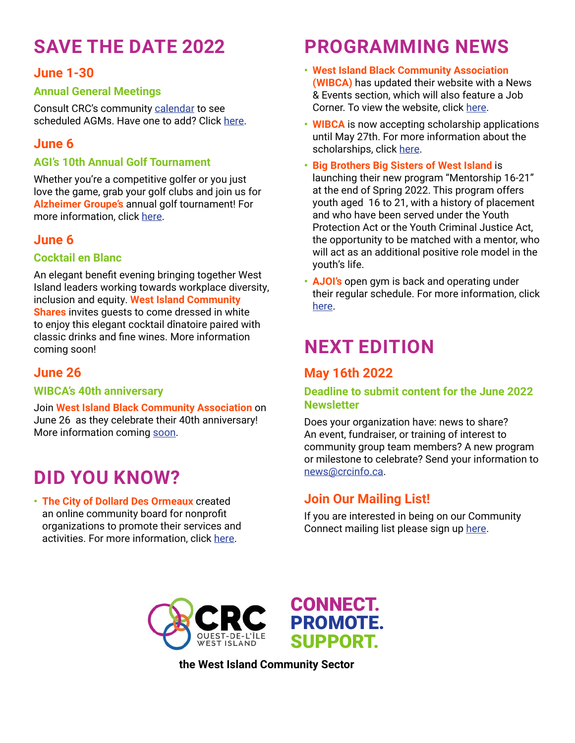# SAVE THE DATE 2022

## June 1-30

### Annual General Meetings

Consult CRC's community calendar to see scheduled AGMs. Have one to add? Click here.

## June 6

### AGI's 10th Annual Golf Tournament

Whether you're a competitive golfer or you just love the game, grab your golf clubs and join us for **Alzheimer Groupe's** annual golf tournament! For more information, click here.

## June 6

### Cocktail en Blanc

An elegant benefit evening bringing together West Island leaders working towards workplace diversity, inclusion and equity. **West Island Community Shares** invites guests to come dressed in white to enjoy this elegant cocktail dînatoire paired with classic drinks and fine wines. More information coming soon!

## June 26

### WIBCA's 40th anniversary

Join **West Island Black Community Association** on June 26 as they celebrate their 40th anniversary! More information coming soon.

# DID YOU KNOW?

- **The City of Dollard Des Ormeaux** created an online community board for nonprofit organizations to promote their services and activities. For more information, click here.

# PROGRAMMING NEWS

- **West Island Black Community Association (WIBCA)** has updated their website with a News & Events section, which will also feature a Job Corner. To view the website, click here.
- **WIBCA** is now accepting scholarship applications until May 27th. For more information about the scholarships, click here.
- **Big Brothers Big Sisters of West Island** is launching their new program "Mentorship 16-21" at the end of Spring 2022. This program offers youth aged 16 to 21, with a history of placement and who have been served under the Youth Protection Act or the Youth Criminal Justice Act, the opportunity to be matched with a mentor, who will act as an additional positive role model in the youth's life.
- **AJOI's** open gym is back and operating under their regular schedule. For more information, click here.

# NEXT EDITION

## May 16th 2022

### Deadline to submit content for the June 2022 Newsletter

Does your organization have: news to share? An event, fundraiser, or training of interest to community group team members? A new program or milestone to celebrate? Send your information to news@crcinfo.ca.

## Join Our Mailing List!

If you are interested in being on our Community Connect mailing list please sign up here.

CRC OUEST-DE-L'ÎLE WEST ISLAND

CONNECT.
PROMOTE.
SUPPORT.

**the West Island Community Sector**